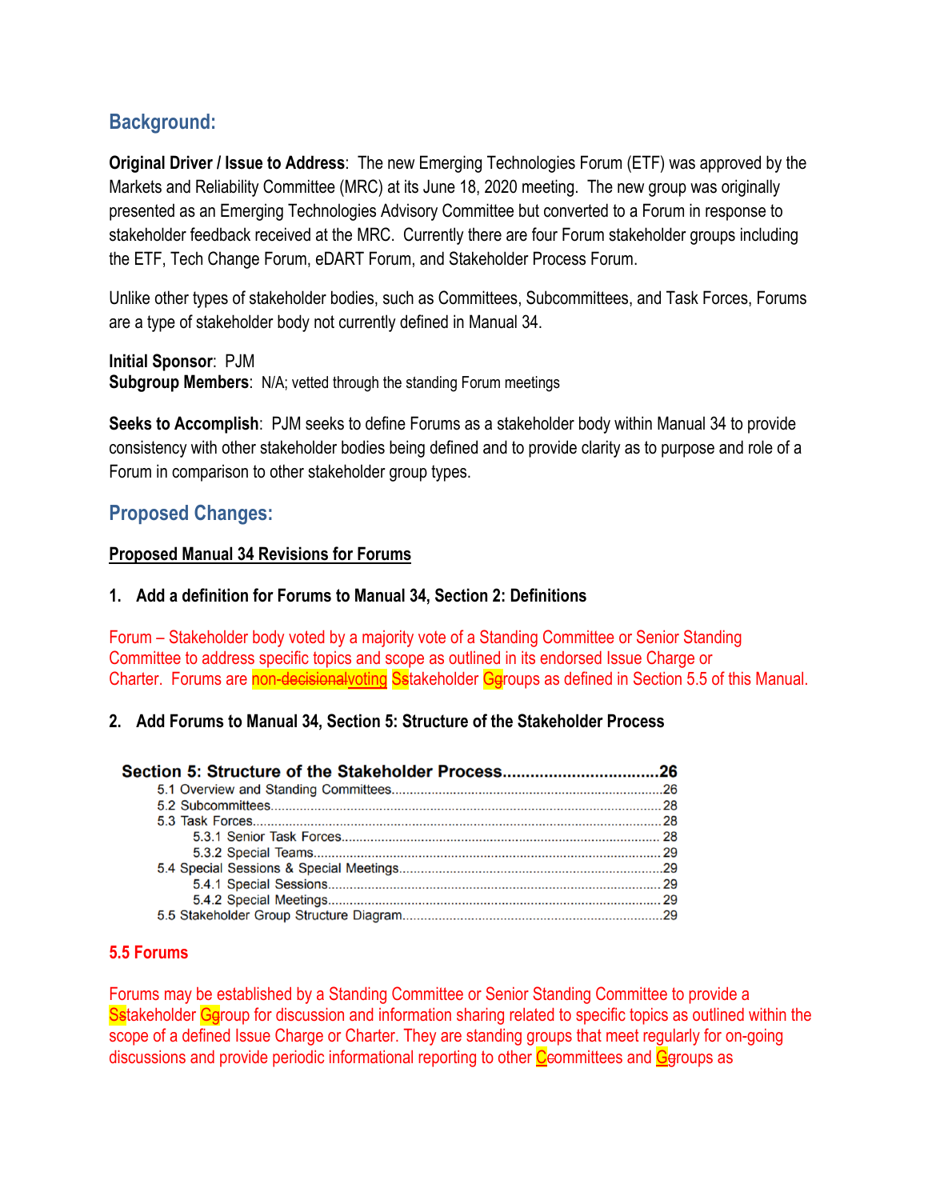## Background:

**Original Driver / Issue to Address**: The new Emerging Technologies Forum (ETF) was approved by the Markets and Reliability Committee (MRC) at its June 18, 2020 meeting. The new group was originally presented as an Emerging Technologies Advisory Committee but converted to a Forum in response to stakeholder feedback received at the MRC. Currently there are four Forum stakeholder groups including the ETF, Tech Change Forum, eDART Forum, and Stakeholder Process Forum.

Unlike other types of stakeholder bodies, such as Committees, Subcommittees, and Task Forces, Forums are a type of stakeholder body not currently defined in Manual 34.

**Initial Sponsor**: PJM
**Subgroup Members**: N/A; vetted through the standing Forum meetings

**Seeks to Accomplish**: PJM seeks to define Forums as a stakeholder body within Manual 34 to provide consistency with other stakeholder bodies being defined and to provide clarity as to purpose and role of a Forum in comparison to other stakeholder group types.

## Proposed Changes:

**Proposed Manual 34 Revisions for Forums**

### 1. Add a definition for Forums to Manual 34, Section 2: Definitions

Forum – Stakeholder body voted by a majority vote of a Standing Committee or Senior Standing Committee to address specific topics and scope as outlined in its endorsed Issue Charge or Charter. Forums are non-~~decisional~~voting S~~s~~takeholder G~~g~~roups as defined in Section 5.5 of this Manual.

### 2. Add Forums to Manual 34, Section 5: Structure of the Stakeholder Process

**Section 5: Structure of the Stakeholder Process....26**

- 5.1 Overview and Standing Committees....26
- 5.2 Subcommittees....28
- 5.3 Task Forces....28
  - 5.3.1 Senior Task Forces....28
  - 5.3.2 Special Teams....29
- 5.4 Special Sessions & Special Meetings....29
  - 5.4.1 Special Sessions....29
  - 5.4.2 Special Meetings....29
- 5.5 Stakeholder Group Structure Diagram....29

**5.5 Forums**

Forums may be established by a Standing Committee or Senior Standing Committee to provide a S~~s~~takeholder G~~g~~roup for discussion and information sharing related to specific topics as outlined within the scope of a defined Issue Charge or Charter. They are standing groups that meet regularly for on-going discussions and provide periodic informational reporting to other C~~c~~ommittees and G~~g~~roups as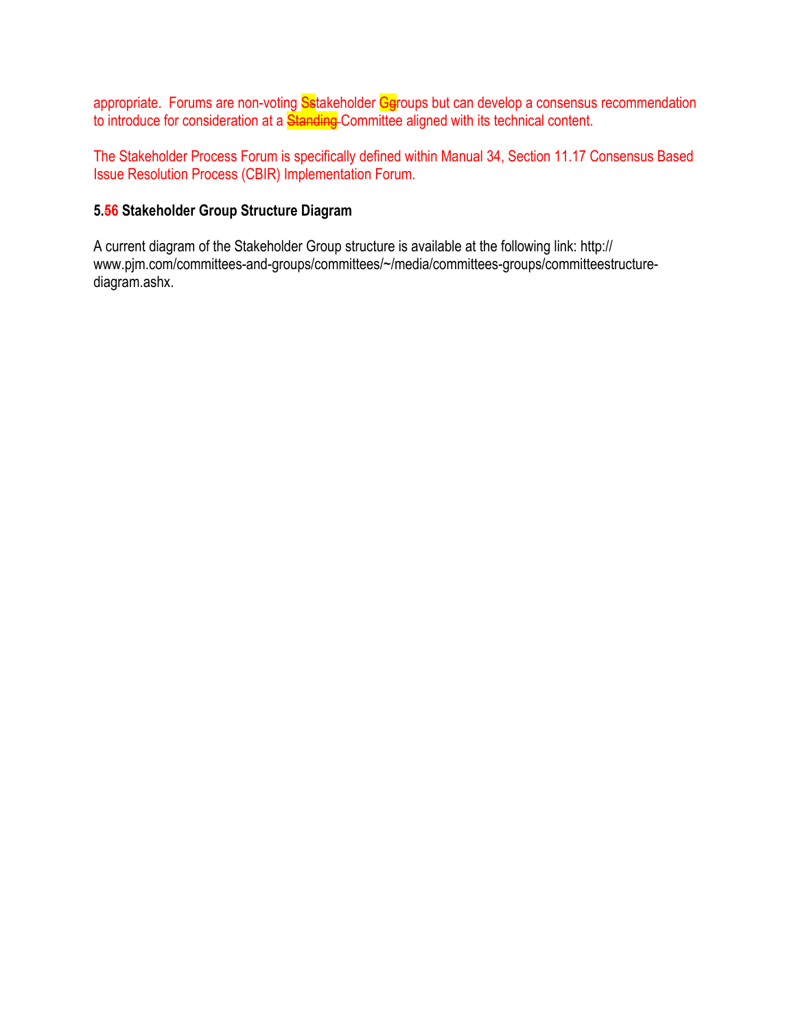appropriate. Forums are non-voting ~~S~~stakeholder ~~G~~groups but can develop a consensus recommendation to introduce for consideration at a ~~Standing~~ Committee aligned with its technical content.

The Stakeholder Process Forum is specifically defined within Manual 34, Section 11.17 Consensus Based Issue Resolution Process (CBIR) Implementation Forum.

**5.~~5~~6 Stakeholder Group Structure Diagram**

A current diagram of the Stakeholder Group structure is available at the following link: http://www.pjm.com/committees-and-groups/committees/~/media/committees-groups/committeestructure-diagram.ashx.